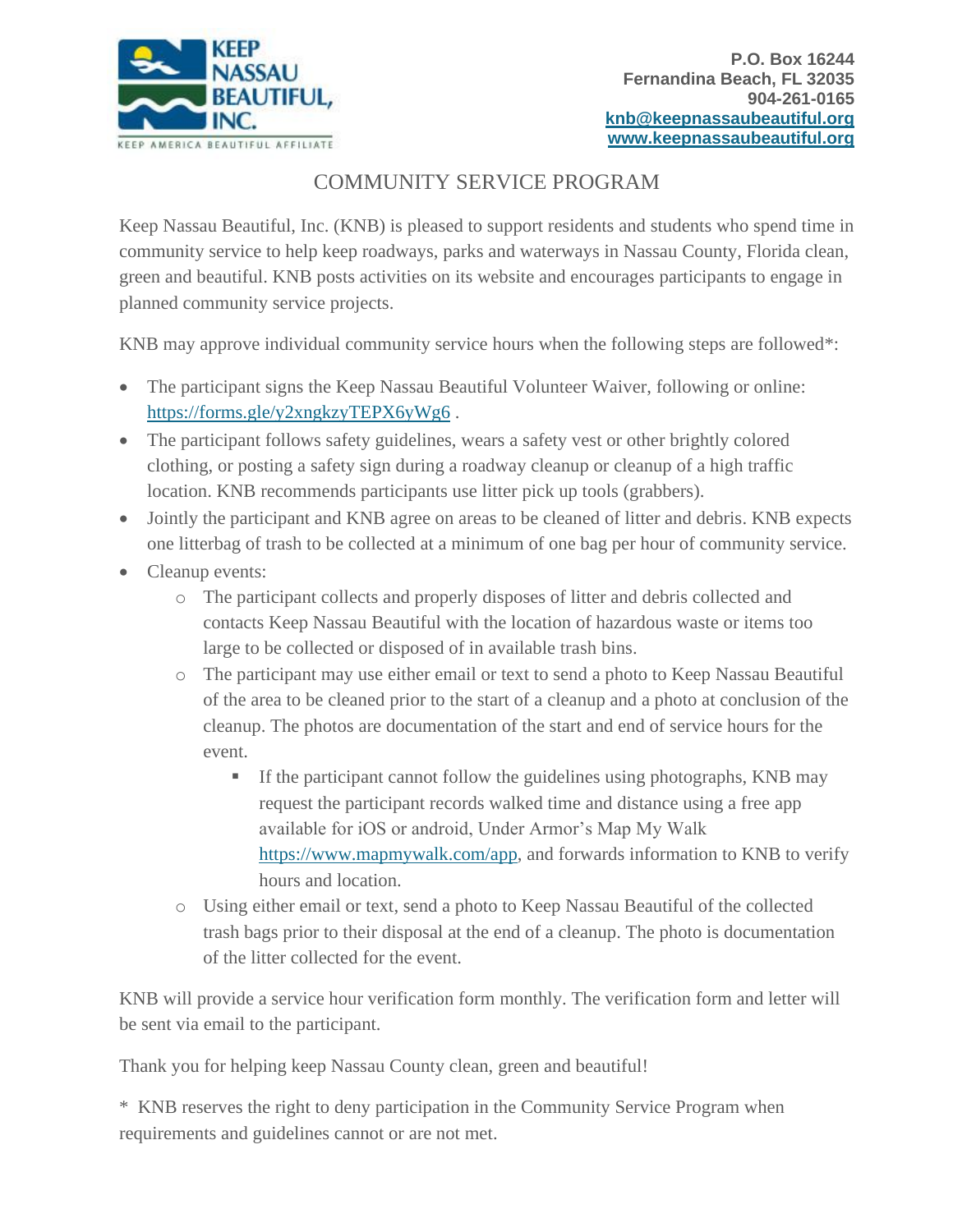KEEP NASSAU BEAUTIFUL, INC.
KEEP AMERICA BEAUTIFUL AFFILIATE

**P.O. Box 16244**
**Fernandina Beach, FL 32035**
**904-261-0165**
**[knb@keepnassaubeautiful.org](mailto:knb@keepnassaubeautiful.org)**
**[www.keepnassaubeautiful.org](http://www.keepnassaubeautiful.org)**

# COMMUNITY SERVICE PROGRAM

Keep Nassau Beautiful, Inc. (KNB) is pleased to support residents and students who spend time in community service to help keep roadways, parks and waterways in Nassau County, Florida clean, green and beautiful. KNB posts activities on its website and encourages participants to engage in planned community service projects.

KNB may approve individual community service hours when the following steps are followed*:

- The participant signs the Keep Nassau Beautiful Volunteer Waiver, following or online: [https://forms.gle/y2xngkzyTEPX6yWg6](https://forms.gle/y2xngkzyTEPX6yWg6) .
- The participant follows safety guidelines, wears a safety vest or other brightly colored clothing, or posting a safety sign during a roadway cleanup or cleanup of a high traffic location. KNB recommends participants use litter pick up tools (grabbers).
- Jointly the participant and KNB agree on areas to be cleaned of litter and debris. KNB expects one litterbag of trash to be collected at a minimum of one bag per hour of community service.
- Cleanup events:
  - The participant collects and properly disposes of litter and debris collected and contacts Keep Nassau Beautiful with the location of hazardous waste or items too large to be collected or disposed of in available trash bins.
  - The participant may use either email or text to send a photo to Keep Nassau Beautiful of the area to be cleaned prior to the start of a cleanup and a photo at conclusion of the cleanup. The photos are documentation of the start and end of service hours for the event.
    - If the participant cannot follow the guidelines using photographs, KNB may request the participant records walked time and distance using a free app available for iOS or android, Under Armor's Map My Walk [https://www.mapmywalk.com/app](https://www.mapmywalk.com/app), and forwards information to KNB to verify hours and location.
  - Using either email or text, send a photo to Keep Nassau Beautiful of the collected trash bags prior to their disposal at the end of a cleanup. The photo is documentation of the litter collected for the event.

KNB will provide a service hour verification form monthly. The verification form and letter will be sent via email to the participant.

Thank you for helping keep Nassau County clean, green and beautiful!

\* KNB reserves the right to deny participation in the Community Service Program when requirements and guidelines cannot or are not met.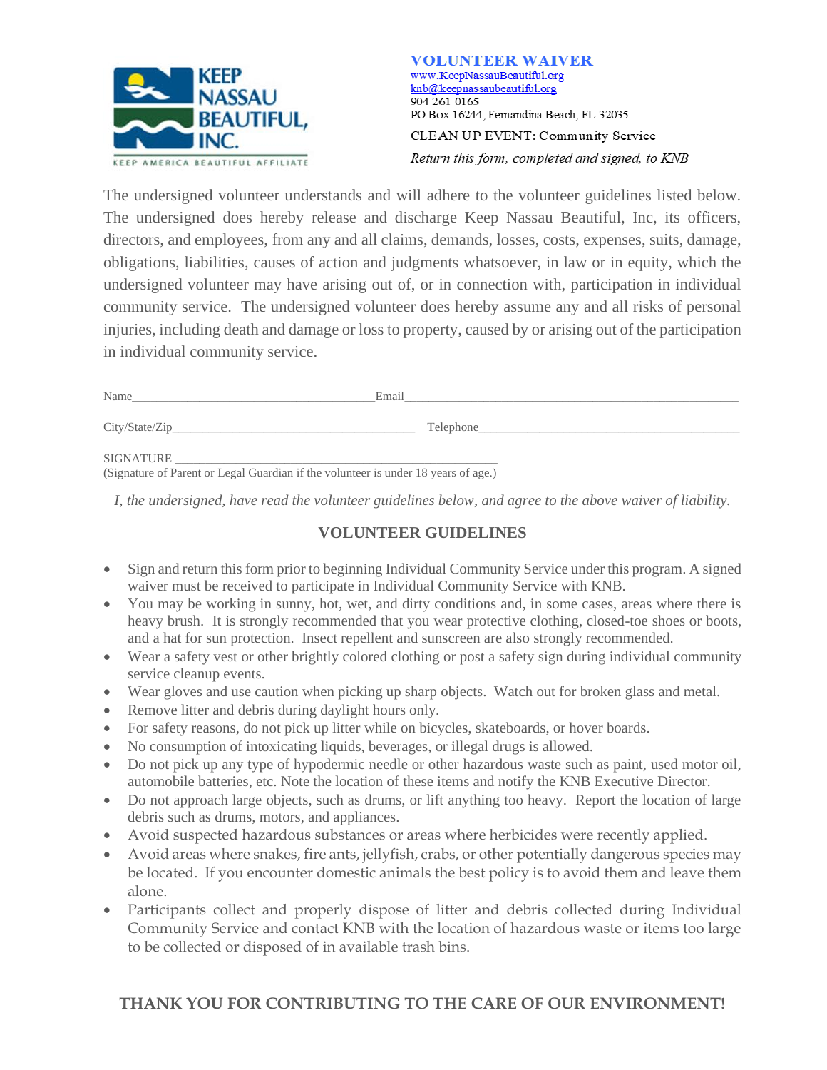KEEP NASSAU BEAUTIFUL, INC.

KEEP AMERICA BEAUTIFUL AFFILIATE

**VOLUNTEER WAIVER**

www.KeepNassauBeautiful.org
knb@keepnassaubeautiful.org
904-261-0165
PO Box 16244, Fernandina Beach, FL 32035

CLEAN UP EVENT: Community Service

*Return this form, completed and signed, to KNB*

The undersigned volunteer understands and will adhere to the volunteer guidelines listed below. The undersigned does hereby release and discharge Keep Nassau Beautiful, Inc, its officers, directors, and employees, from any and all claims, demands, losses, costs, expenses, suits, damage, obligations, liabilities, causes of action and judgments whatsoever, in law or in equity, which the undersigned volunteer may have arising out of, or in connection with, participation in individual community service. The undersigned volunteer does hereby assume any and all risks of personal injuries, including death and damage or loss to property, caused by or arising out of the participation in individual community service.

Name_______________________________________Email_______________________________________________

City/State/Zip_______________________________________ Telephone__________________________________________

SIGNATURE ____________________________________________________
(Signature of Parent or Legal Guardian if the volunteer is under 18 years of age.)

*I, the undersigned, have read the volunteer guidelines below, and agree to the above waiver of liability.*

## VOLUNTEER GUIDELINES

- Sign and return this form prior to beginning Individual Community Service under this program. A signed waiver must be received to participate in Individual Community Service with KNB.
- You may be working in sunny, hot, wet, and dirty conditions and, in some cases, areas where there is heavy brush. It is strongly recommended that you wear protective clothing, closed-toe shoes or boots, and a hat for sun protection. Insect repellent and sunscreen are also strongly recommended.
- Wear a safety vest or other brightly colored clothing or post a safety sign during individual community service cleanup events.
- Wear gloves and use caution when picking up sharp objects. Watch out for broken glass and metal.
- Remove litter and debris during daylight hours only.
- For safety reasons, do not pick up litter while on bicycles, skateboards, or hover boards.
- No consumption of intoxicating liquids, beverages, or illegal drugs is allowed.
- Do not pick up any type of hypodermic needle or other hazardous waste such as paint, used motor oil, automobile batteries, etc. Note the location of these items and notify the KNB Executive Director.
- Do not approach large objects, such as drums, or lift anything too heavy. Report the location of large debris such as drums, motors, and appliances.
- Avoid suspected hazardous substances or areas where herbicides were recently applied.
- Avoid areas where snakes, fire ants, jellyfish, crabs, or other potentially dangerous species may be located. If you encounter domestic animals the best policy is to avoid them and leave them alone.
- Participants collect and properly dispose of litter and debris collected during Individual Community Service and contact KNB with the location of hazardous waste or items too large to be collected or disposed of in available trash bins.

**THANK YOU FOR CONTRIBUTING TO THE CARE OF OUR ENVIRONMENT!**